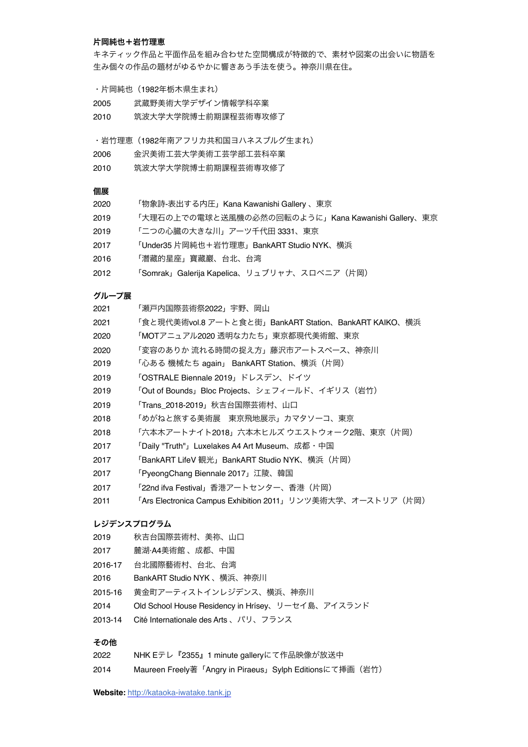**片岡純也＋岩竹理恵**

キネティック作品と平面作品を組み合わせた空間構成が特徴的で、素材や図案の出会いに物語を生み個々の作品の題材がゆるやかに響きあう手法を使う。神奈川県在住。

・片岡純也（1982年栃木県生まれ）

2005　武蔵野美術大学デザイン情報学科卒業
2010　筑波大学大学院博士前期課程芸術専攻修了

・岩竹理恵（1982年南アフリカ共和国ヨハネスブルグ生まれ）

2006　金沢美術工芸大学美術工芸学部工芸科卒業
2010　筑波大学大学院博士前期課程芸術専攻修了

**個展**

2020　「物象詩-表出する内圧」Kana Kawanishi Gallery 、東京
2019　「大理石の上での電球と送風機の必然の回転のように」Kana Kawanishi Gallery、東京
2019　「二つの心臓の大きな川」アーツ千代田 3331、東京
2017　「Under35 片岡純也＋岩竹理恵」BankART Studio NYK、横浜
2016　「潛藏的星座」寶藏巖、台北、台湾
2012　「Somrak」Galerija Kapelica、リュブリャナ、スロベニア（片岡）

**グループ展**

2021　「瀬戸内国際芸術祭2022」宇野、岡山
2021　「食と現代美術vol.8 アートと食と街」BankART Station、BankART KAIKO、横浜
2020　「MOTアニュアル2020 透明な力たち」東京都現代美術館、東京
2020　「変容のありか 流れる時間の捉え方」藤沢市アートスペース、神奈川
2019　「心ある 機械たち again」 BankART Station、横浜（片岡）
2019　「OSTRALE Biennale 2019」ドレスデン、ドイツ
2019　「Out of Bounds」Bloc Projects、シェフィールド、イギリス（岩竹）
2019　「Trans_2018-2019」秋吉台国際芸術村、山口
2018　「めがねと旅する美術展　東京飛地展示」カマタソーコ、東京
2018　「六本木アートナイト2018」六本木ヒルズ ウエストウォーク2階、東京（片岡）
2017　「Daily "Truth"」Luxelakes A4 Art Museum、成都・中国
2017　「BankART LifeV 観光」BankART Studio NYK、横浜（片岡）
2017　「PyeongChang Biennale 2017」江陵、韓国
2017　「22nd ifva Festival」香港アートセンター、香港（片岡）
2011　「Ars Electronica Campus Exhibition 2011」リンツ美術大学、オーストリア（片岡）

**レジデンスプログラム**

2019　秋吉台国際芸術村、美祢、山口
2017　麓湖·A4美術館 、成都、中国
2016-17　台北國際藝術村、台北、台湾
2016　BankART Studio NYK 、横浜、神奈川
2015-16　黄金町アーティストインレジデンス、横浜、神奈川
2014　Old School House Residency in Hrísey、リーセイ島、アイスランド
2013-14　Cité Internationale des Arts 、パリ、フランス

**その他**

2022　NHK Eテレ『2355』1 minute galleryにて作品映像が放送中
2014　Maureen Freely著「Angry in Piraeus」Sylph Editionsにて挿画（岩竹）

**Website:** http://kataoka-iwatake.tank.jp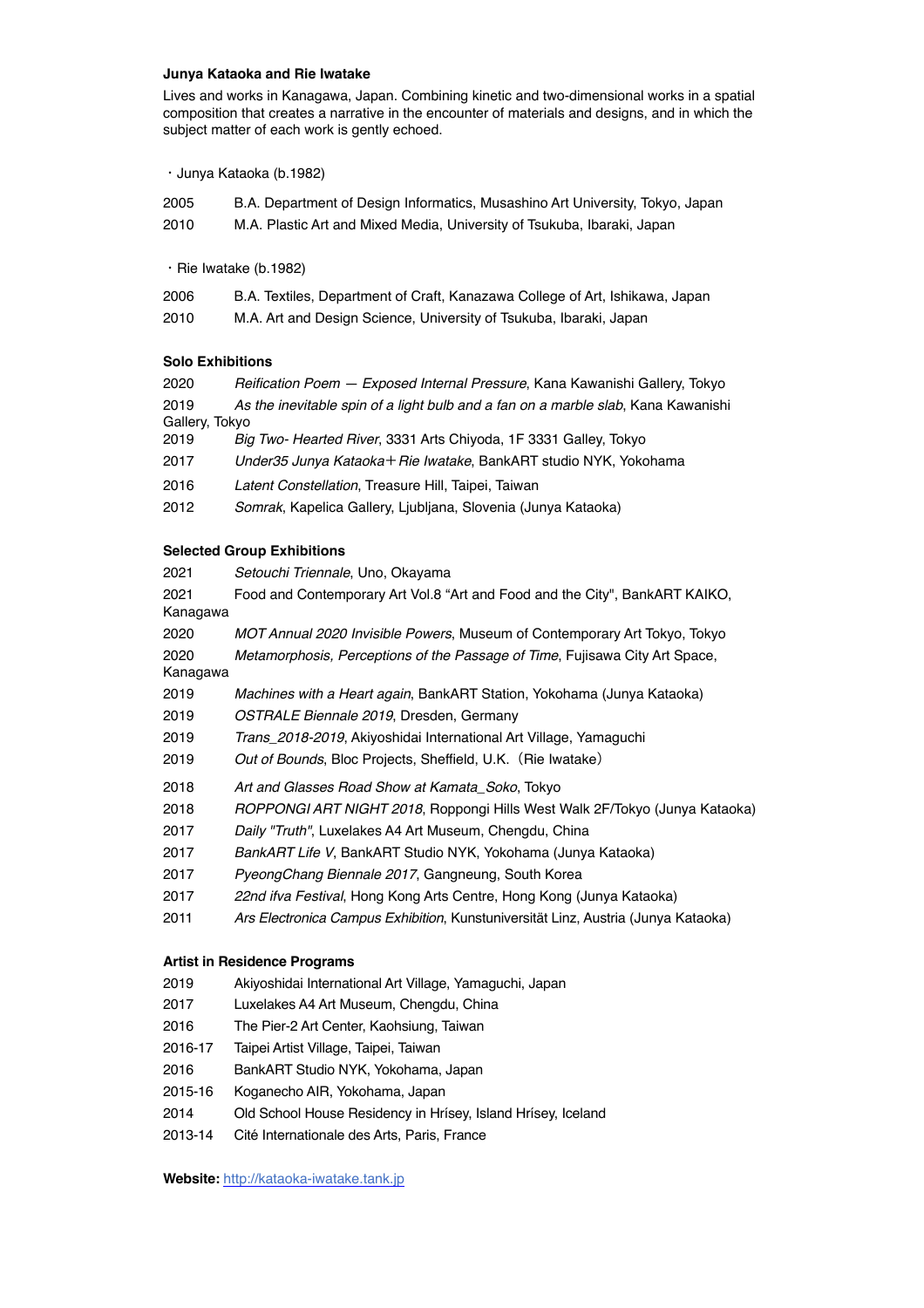**Junya Kataoka and Rie Iwatake**

Lives and works in Kanagawa, Japan. Combining kinetic and two-dimensional works in a spatial composition that creates a narrative in the encounter of materials and designs, and in which the subject matter of each work is gently echoed.

・Junya Kataoka (b.1982)

2005 B.A. Department of Design Informatics, Musashino Art University, Tokyo, Japan
2010 M.A. Plastic Art and Mixed Media, University of Tsukuba, Ibaraki, Japan

・Rie Iwatake (b.1982)

2006 B.A. Textiles, Department of Craft, Kanazawa College of Art, Ishikawa, Japan
2010 M.A. Art and Design Science, University of Tsukuba, Ibaraki, Japan

**Solo Exhibitions**

2020 *Reification Poem — Exposed Internal Pressure*, Kana Kawanishi Gallery, Tokyo
2019 *As the inevitable spin of a light bulb and a fan on a marble slab*, Kana Kawanishi Gallery, Tokyo
2019 *Big Two- Hearted River*, 3331 Arts Chiyoda, 1F 3331 Galley, Tokyo
2017 *Under35 Junya Kataoka＋Rie Iwatake*, BankART studio NYK, Yokohama
2016 *Latent Constellation*, Treasure Hill, Taipei, Taiwan
2012 *Somrak*, Kapelica Gallery, Ljubljana, Slovenia (Junya Kataoka)

**Selected Group Exhibitions**

2021 *Setouchi Triennale*, Uno, Okayama
2021 Food and Contemporary Art Vol.8 "Art and Food and the City", BankART KAIKO, Kanagawa
2020 *MOT Annual 2020 Invisible Powers*, Museum of Contemporary Art Tokyo, Tokyo
2020 *Metamorphosis, Perceptions of the Passage of Time*, Fujisawa City Art Space, Kanagawa
2019 *Machines with a Heart again*, BankART Station, Yokohama (Junya Kataoka)
2019 *OSTRALE Biennale 2019*, Dresden, Germany
2019 *Trans_2018-2019*, Akiyoshidai International Art Village, Yamaguchi
2019 *Out of Bounds*, Bloc Projects, Sheffield, U.K.（Rie Iwatake）
2018 *Art and Glasses Road Show at Kamata_Soko*, Tokyo
2018 *ROPPONGI ART NIGHT 2018*, Roppongi Hills West Walk 2F/Tokyo (Junya Kataoka)
2017 *Daily "Truth"*, Luxelakes A4 Art Museum, Chengdu, China
2017 *BankART Life V*, BankART Studio NYK, Yokohama (Junya Kataoka)
2017 *PyeongChang Biennale 2017*, Gangneung, South Korea
2017 *22nd ifva Festival*, Hong Kong Arts Centre, Hong Kong (Junya Kataoka)
2011 *Ars Electronica Campus Exhibition*, Kunstuniversität Linz, Austria (Junya Kataoka)

**Artist in Residence Programs**

2019 Akiyoshidai International Art Village, Yamaguchi, Japan
2017 Luxelakes A4 Art Museum, Chengdu, China
2016 The Pier-2 Art Center, Kaohsiung, Taiwan
2016-17 Taipei Artist Village, Taipei, Taiwan
2016 BankART Studio NYK, Yokohama, Japan
2015-16 Koganecho AIR, Yokohama, Japan
2014 Old School House Residency in Hrísey, Island Hrísey, Iceland
2013-14 Cité Internationale des Arts, Paris, France

**Website:** [http://kataoka-iwatake.tank.jp](http://kataoka-iwatake.tank.jp)